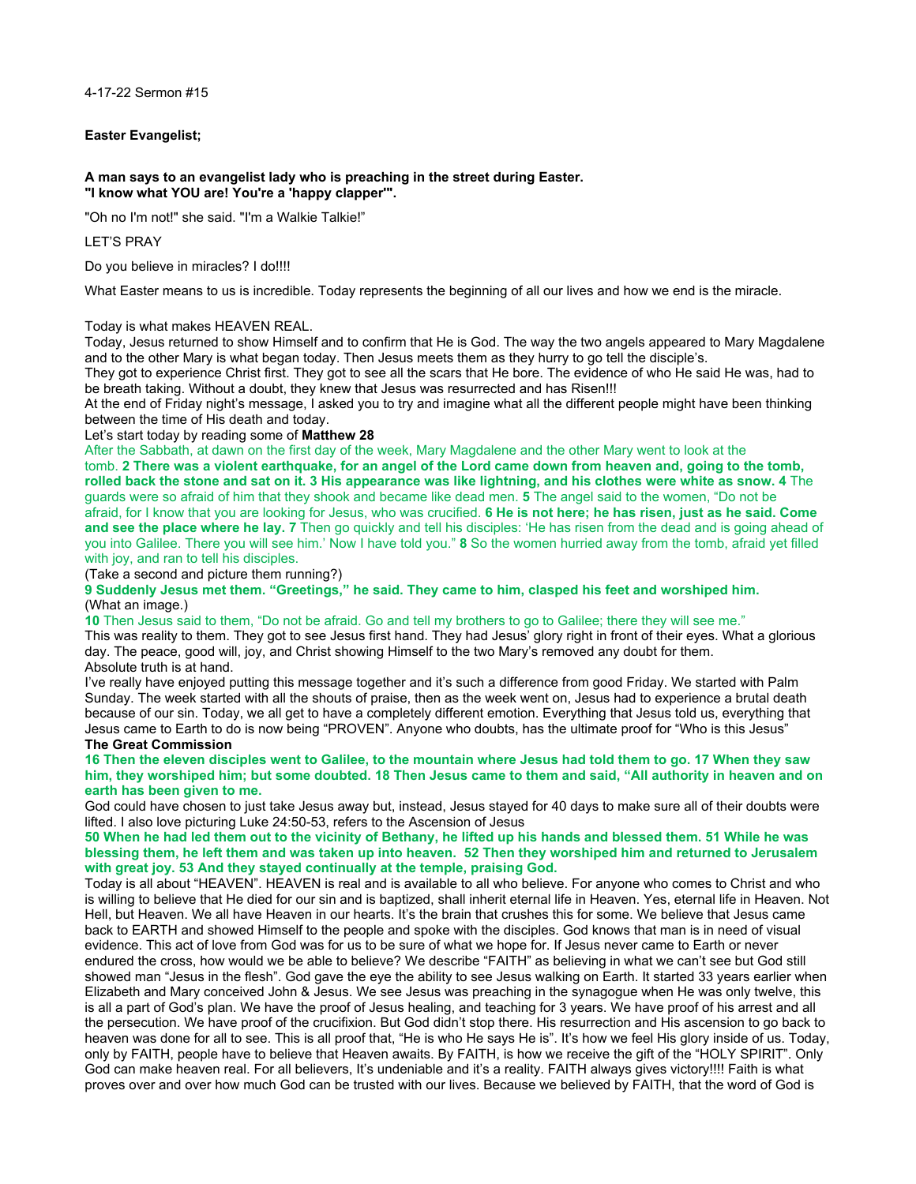4-17-22 Sermon #15

**Easter Evangelist;**

**A man says to an evangelist lady who is preaching in the street during Easter.**
**"I know what YOU are! You're a 'happy clapper'".**

"Oh no I'm not!" she said. "I'm a Walkie Talkie!"

LET'S PRAY

Do you believe in miracles? I do!!!!

What Easter means to us is incredible. Today represents the beginning of all our lives and how we end is the miracle.

Today is what makes HEAVEN REAL.
Today, Jesus returned to show Himself and to confirm that He is God. The way the two angels appeared to Mary Magdalene and to the other Mary is what began today. Then Jesus meets them as they hurry to go tell the disciple's.
They got to experience Christ first. They got to see all the scars that He bore. The evidence of who He said He was, had to be breath taking. Without a doubt, they knew that Jesus was resurrected and has Risen!!!
At the end of Friday night's message, I asked you to try and imagine what all the different people might have been thinking between the time of His death and today.
Let's start today by reading some of **Matthew 28**
After the Sabbath, at dawn on the first day of the week, Mary Magdalene and the other Mary went to look at the tomb. **2 There was a violent earthquake, for an angel of the Lord came down from heaven and, going to the tomb, rolled back the stone and sat on it. 3 His appearance was like lightning, and his clothes were white as snow. 4** The guards were so afraid of him that they shook and became like dead men. **5** The angel said to the women, "Do not be afraid, for I know that you are looking for Jesus, who was crucified. **6 He is not here; he has risen, just as he said. Come and see the place where he lay. 7** Then go quickly and tell his disciples: 'He has risen from the dead and is going ahead of you into Galilee. There you will see him.' Now I have told you." **8** So the women hurried away from the tomb, afraid yet filled with joy, and ran to tell his disciples.
(Take a second and picture them running?)
**9 Suddenly Jesus met them. "Greetings," he said. They came to him, clasped his feet and worshiped him.**
(What an image.)
**10** Then Jesus said to them, "Do not be afraid. Go and tell my brothers to go to Galilee; there they will see me."
This was reality to them. They got to see Jesus first hand. They had Jesus' glory right in front of their eyes. What a glorious day. The peace, good will, joy, and Christ showing Himself to the two Mary's removed any doubt for them.
Absolute truth is at hand.
I've really have enjoyed putting this message together and it's such a difference from good Friday. We started with Palm Sunday. The week started with all the shouts of praise, then as the week went on, Jesus had to experience a brutal death because of our sin. Today, we all get to have a completely different emotion. Everything that Jesus told us, everything that Jesus came to Earth to do is now being "PROVEN". Anyone who doubts, has the ultimate proof for "Who is this Jesus"
**The Great Commission**
**16 Then the eleven disciples went to Galilee, to the mountain where Jesus had told them to go. 17 When they saw him, they worshiped him; but some doubted. 18 Then Jesus came to them and said, "All authority in heaven and on earth has been given to me.**
God could have chosen to just take Jesus away but, instead, Jesus stayed for 40 days to make sure all of their doubts were lifted. I also love picturing Luke 24:50-53, refers to the Ascension of Jesus
**50 When he had led them out to the vicinity of Bethany, he lifted up his hands and blessed them. 51 While he was blessing them, he left them and was taken up into heaven. 52 Then they worshiped him and returned to Jerusalem with great joy. 53 And they stayed continually at the temple, praising God.**
Today is all about "HEAVEN". HEAVEN is real and is available to all who believe. For anyone who comes to Christ and who is willing to believe that He died for our sin and is baptized, shall inherit eternal life in Heaven. Yes, eternal life in Heaven. Not Hell, but Heaven. We all have Heaven in our hearts. It's the brain that crushes this for some. We believe that Jesus came back to EARTH and showed Himself to the people and spoke with the disciples. God knows that man is in need of visual evidence. This act of love from God was for us to be sure of what we hope for. If Jesus never came to Earth or never endured the cross, how would we be able to believe? We describe "FAITH" as believing in what we can't see but God still showed man "Jesus in the flesh". God gave the eye the ability to see Jesus walking on Earth. It started 33 years earlier when Elizabeth and Mary conceived John & Jesus. We see Jesus was preaching in the synagogue when He was only twelve, this is all a part of God's plan. We have the proof of Jesus healing, and teaching for 3 years. We have proof of his arrest and all the persecution. We have proof of the crucifixion. But God didn't stop there. His resurrection and His ascension to go back to heaven was done for all to see. This is all proof that, "He is who He says He is". It's how we feel His glory inside of us. Today, only by FAITH, people have to believe that Heaven awaits. By FAITH, is how we receive the gift of the "HOLY SPIRIT". Only God can make heaven real. For all believers, It's undeniable and it's a reality. FAITH always gives victory!!!! Faith is what proves over and over how much God can be trusted with our lives. Because we believed by FAITH, that the word of God is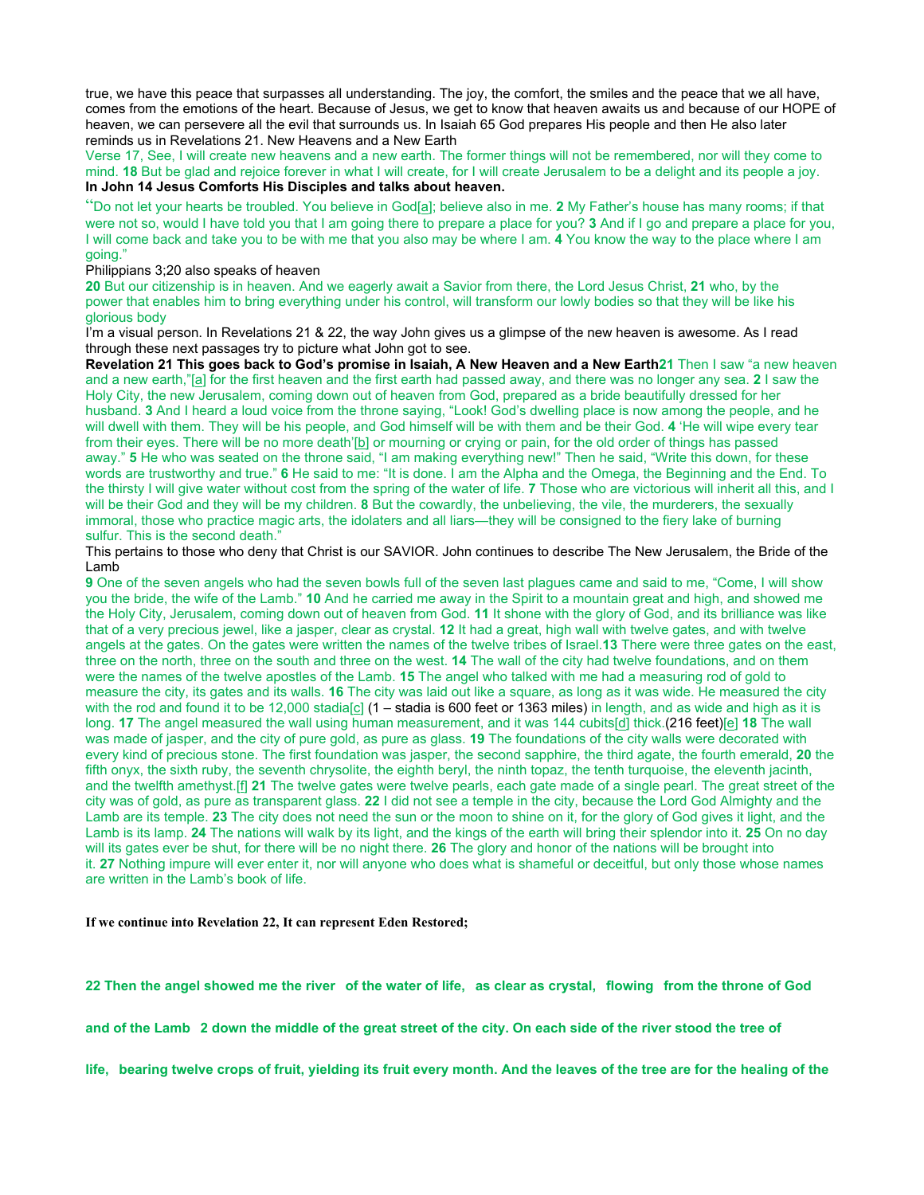true, we have this peace that surpasses all understanding. The joy, the comfort, the smiles and the peace that we all have, comes from the emotions of the heart. Because of Jesus, we get to know that heaven awaits us and because of our HOPE of heaven, we can persevere all the evil that surrounds us. In Isaiah 65 God prepares His people and then He also later reminds us in Revelations 21. New Heavens and a New Earth

Verse 17, See, I will create new heavens and a new earth. The former things will not be remembered, nor will they come to mind. **18** But be glad and rejoice forever in what I will create, for I will create Jerusalem to be a delight and its people a joy.

**In John 14 Jesus Comforts His Disciples and talks about heaven.**

"Do not let your hearts be troubled. You believe in God[a]; believe also in me. **2** My Father's house has many rooms; if that were not so, would I have told you that I am going there to prepare a place for you? **3** And if I go and prepare a place for you, I will come back and take you to be with me that you also may be where I am. **4** You know the way to the place where I am going."

Philippians 3;20 also speaks of heaven

**20** But our citizenship is in heaven. And we eagerly await a Savior from there, the Lord Jesus Christ, **21** who, by the power that enables him to bring everything under his control, will transform our lowly bodies so that they will be like his glorious body

I'm a visual person. In Revelations 21 & 22, the way John gives us a glimpse of the new heaven is awesome. As I read through these next passages try to picture what John got to see.

**Revelation 21 This goes back to God's promise in Isaiah, A New Heaven and a New Earth21** Then I saw "a new heaven and a new earth,"[a] for the first heaven and the first earth had passed away, and there was no longer any sea. **2** I saw the Holy City, the new Jerusalem, coming down out of heaven from God, prepared as a bride beautifully dressed for her husband. **3** And I heard a loud voice from the throne saying, "Look! God's dwelling place is now among the people, and he will dwell with them. They will be his people, and God himself will be with them and be their God. **4** 'He will wipe every tear from their eyes. There will be no more death'[b] or mourning or crying or pain, for the old order of things has passed away." **5** He who was seated on the throne said, "I am making everything new!" Then he said, "Write this down, for these words are trustworthy and true." **6** He said to me: "It is done. I am the Alpha and the Omega, the Beginning and the End. To the thirsty I will give water without cost from the spring of the water of life. **7** Those who are victorious will inherit all this, and I will be their God and they will be my children. **8** But the cowardly, the unbelieving, the vile, the murderers, the sexually immoral, those who practice magic arts, the idolaters and all liars—they will be consigned to the fiery lake of burning sulfur. This is the second death."

This pertains to those who deny that Christ is our SAVIOR. John continues to describe The New Jerusalem, the Bride of the Lamb

**9** One of the seven angels who had the seven bowls full of the seven last plagues came and said to me, "Come, I will show you the bride, the wife of the Lamb." **10** And he carried me away in the Spirit to a mountain great and high, and showed me the Holy City, Jerusalem, coming down out of heaven from God. **11** It shone with the glory of God, and its brilliance was like that of a very precious jewel, like a jasper, clear as crystal. **12** It had a great, high wall with twelve gates, and with twelve angels at the gates. On the gates were written the names of the twelve tribes of Israel.**13** There were three gates on the east, three on the north, three on the south and three on the west. **14** The wall of the city had twelve foundations, and on them were the names of the twelve apostles of the Lamb. **15** The angel who talked with me had a measuring rod of gold to measure the city, its gates and its walls. **16** The city was laid out like a square, as long as it was wide. He measured the city with the rod and found it to be 12,000 stadia[c] (1 – stadia is 600 feet or 1363 miles) in length, and as wide and high as it is long. **17** The angel measured the wall using human measurement, and it was 144 cubits[d] thick.(216 feet)[e] **18** The wall was made of jasper, and the city of pure gold, as pure as glass. **19** The foundations of the city walls were decorated with every kind of precious stone. The first foundation was jasper, the second sapphire, the third agate, the fourth emerald, **20** the fifth onyx, the sixth ruby, the seventh chrysolite, the eighth beryl, the ninth topaz, the tenth turquoise, the eleventh jacinth, and the twelfth amethyst.[f] **21** The twelve gates were twelve pearls, each gate made of a single pearl. The great street of the city was of gold, as pure as transparent glass. **22** I did not see a temple in the city, because the Lord God Almighty and the Lamb are its temple. **23** The city does not need the sun or the moon to shine on it, for the glory of God gives it light, and the Lamb is its lamp. **24** The nations will walk by its light, and the kings of the earth will bring their splendor into it. **25** On no day will its gates ever be shut, for there will be no night there. **26** The glory and honor of the nations will be brought into it. **27** Nothing impure will ever enter it, nor will anyone who does what is shameful or deceitful, but only those whose names are written in the Lamb's book of life.

**If we continue into Revelation 22, It can represent Eden Restored;**

**22 Then the angel showed me the river of the water of life, as clear as crystal, flowing from the throne of God and of the Lamb 2 down the middle of the great street of the city. On each side of the river stood the tree of life, bearing twelve crops of fruit, yielding its fruit every month. And the leaves of the tree are for the healing of the**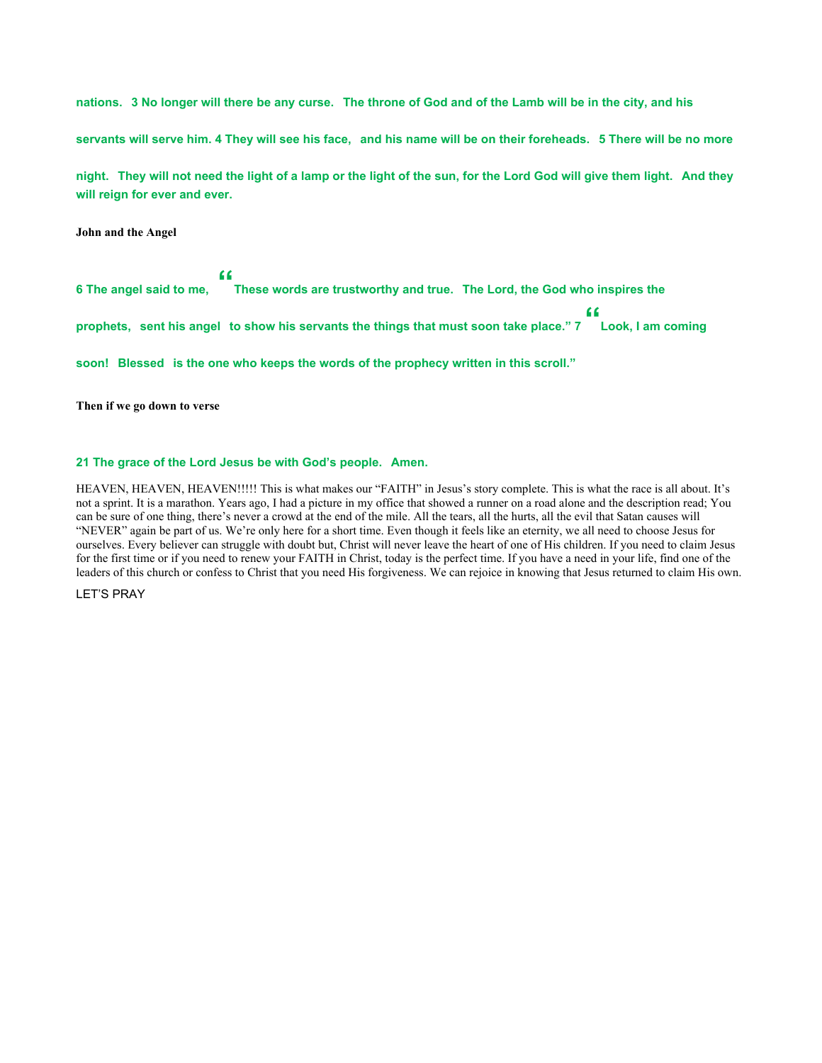**nations. 3 No longer will there be any curse. The throne of God and of the Lamb will be in the city, and his servants will serve him. 4 They will see his face, and his name will be on their foreheads. 5 There will be no more night. They will not need the light of a lamp or the light of the sun, for the Lord God will give them light. And they will reign for ever and ever.**

**John and the Angel**

**6 The angel said to me, "These words are trustworthy and true. The Lord, the God who inspires the prophets, sent his angel to show his servants the things that must soon take place." 7 "Look, I am coming soon! Blessed is the one who keeps the words of the prophecy written in this scroll."**

**Then if we go down to verse**

**21 The grace of the Lord Jesus be with God's people. Amen.**

HEAVEN, HEAVEN, HEAVEN!!!!! This is what makes our "FAITH" in Jesus's story complete. This is what the race is all about. It's not a sprint. It is a marathon. Years ago, I had a picture in my office that showed a runner on a road alone and the description read; You can be sure of one thing, there's never a crowd at the end of the mile. All the tears, all the hurts, all the evil that Satan causes will "NEVER" again be part of us. We're only here for a short time. Even though it feels like an eternity, we all need to choose Jesus for ourselves. Every believer can struggle with doubt but, Christ will never leave the heart of one of His children. If you need to claim Jesus for the first time or if you need to renew your FAITH in Christ, today is the perfect time. If you have a need in your life, find one of the leaders of this church or confess to Christ that you need His forgiveness. We can rejoice in knowing that Jesus returned to claim His own.

LET'S PRAY